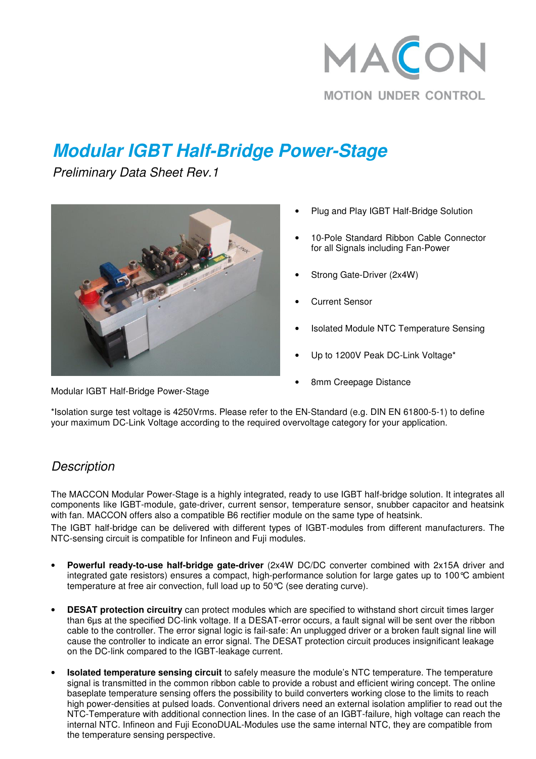MACCON

MOTION UNDER CONTROL

# *Modular IGBT Half-Bridge Power-Stage*

*Preliminary Data Sheet Rev.1*

- Plug and Play IGBT Half-Bridge Solution
- 10-Pole Standard Ribbon Cable Connector for all Signals including Fan-Power
- Strong Gate-Driver (2x4W)
- Current Sensor
- Isolated Module NTC Temperature Sensing
- Up to 1200V Peak DC-Link Voltage*
- 8mm Creepage Distance

Modular IGBT Half-Bridge Power-Stage

*Isolation surge test voltage is 4250Vrms. Please refer to the EN-Standard (e.g. DIN EN 61800-5-1) to define your maximum DC-Link Voltage according to the required overvoltage category for your application.

## *Description*

The MACCON Modular Power-Stage is a highly integrated, ready to use IGBT half-bridge solution. It integrates all components like IGBT-module, gate-driver, current sensor, temperature sensor, snubber capacitor and heatsink with fan. MACCON offers also a compatible B6 rectifier module on the same type of heatsink.

The IGBT half-bridge can be delivered with different types of IGBT-modules from different manufacturers. The NTC-sensing circuit is compatible for Infineon and Fuji modules.

- **Powerful ready-to-use half-bridge gate-driver** (2x4W DC/DC converter combined with 2x15A driver and integrated gate resistors) ensures a compact, high-performance solution for large gates up to 100℃ ambient temperature at free air convection, full load up to 50℃ (see derating curve).
- **DESAT protection circuitry** can protect modules which are specified to withstand short circuit times larger than 6µs at the specified DC-link voltage. If a DESAT-error occurs, a fault signal will be sent over the ribbon cable to the controller. The error signal logic is fail-safe: An unplugged driver or a broken fault signal line will cause the controller to indicate an error signal. The DESAT protection circuit produces insignificant leakage on the DC-link compared to the IGBT-leakage current.
- **Isolated temperature sensing circuit** to safely measure the module's NTC temperature. The temperature signal is transmitted in the common ribbon cable to provide a robust and efficient wiring concept. The online baseplate temperature sensing offers the possibility to build converters working close to the limits to reach high power-densities at pulsed loads. Conventional drivers need an external isolation amplifier to read out the NTC-Temperature with additional connection lines. In the case of an IGBT-failure, high voltage can reach the internal NTC. Infineon and Fuji EconoDUAL-Modules use the same internal NTC, they are compatible from the temperature sensing perspective.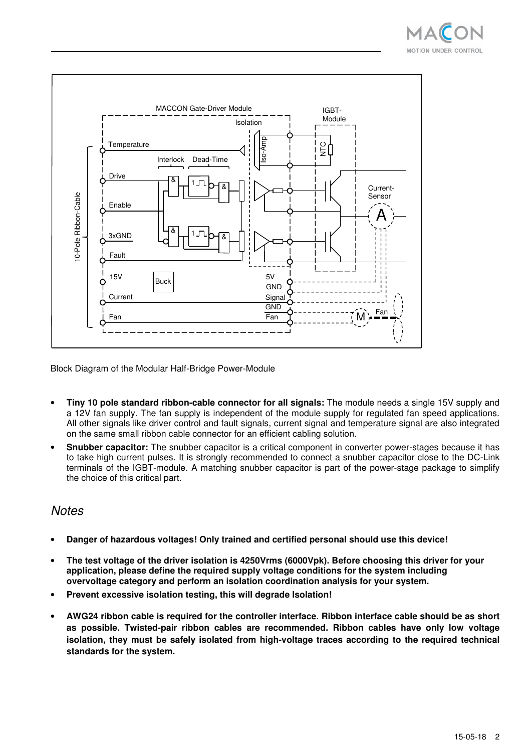Block Diagram of the Modular Half-Bridge Power-Module

- **Tiny 10 pole standard ribbon-cable connector for all signals:** The module needs a single 15V supply and a 12V fan supply. The fan supply is independent of the module supply for regulated fan speed applications. All other signals like driver control and fault signals, current signal and temperature signal are also integrated on the same small ribbon cable connector for an efficient cabling solution.
- **Snubber capacitor:** The snubber capacitor is a critical component in converter power-stages because it has to take high current pulses. It is strongly recommended to connect a snubber capacitor close to the DC-Link terminals of the IGBT-module. A matching snubber capacitor is part of the power-stage package to simplify the choice of this critical part.

## *Notes*

- **Danger of hazardous voltages! Only trained and certified personal should use this device!**
- **The test voltage of the driver isolation is 4250Vrms (6000Vpk). Before choosing this driver for your application, please define the required supply voltage conditions for the system including overvoltage category and perform an isolation coordination analysis for your system.**
- **Prevent excessive isolation testing, this will degrade Isolation!**
- **AWG24 ribbon cable is required for the controller interface. Ribbon interface cable should be as short as possible. Twisted-pair ribbon cables are recommended. Ribbon cables have only low voltage isolation, they must be safely isolated from high-voltage traces according to the required technical standards for the system.**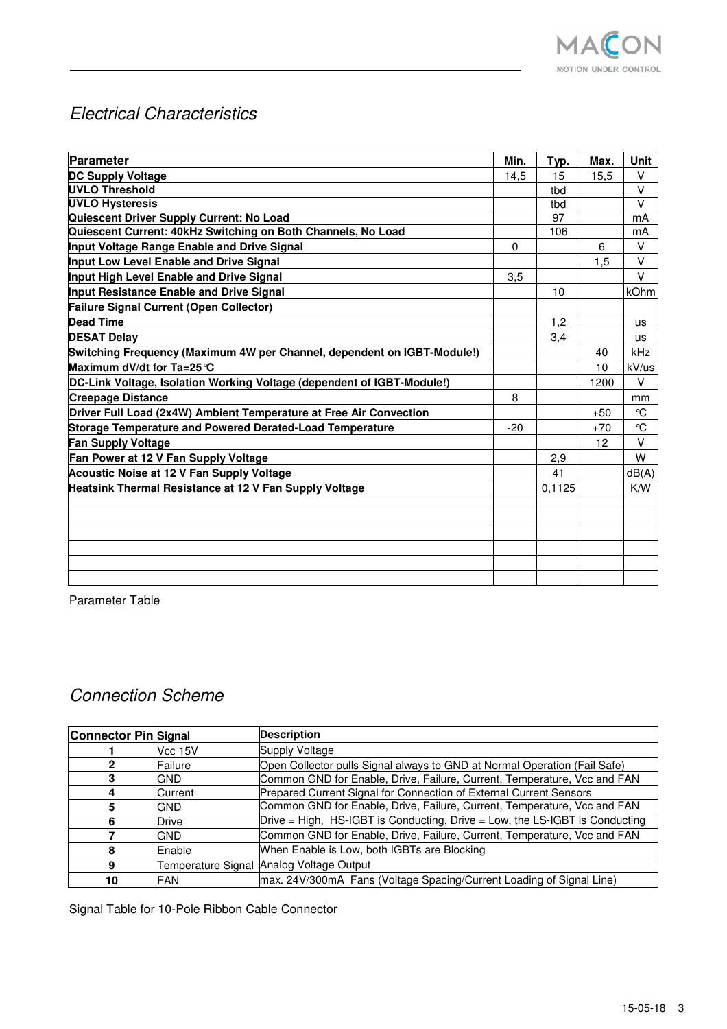## Electrical Characteristics

| Parameter | Min. | Typ. | Max. | Unit |
|---|---|---|---|---|
| **DC Supply Voltage** | 14,5 | 15 | 15,5 | V |
| **UVLO Threshold** | | tbd | | V |
| **UVLO Hysteresis** | | tbd | | V |
| **Quiescent Driver Supply Current: No Load** | | 97 | | mA |
| **Quiescent Current: 40kHz Switching on Both Channels, No Load** | | 106 | | mA |
| **Input Voltage Range Enable and Drive Signal** | 0 | | 6 | V |
| **Input Low Level Enable and Drive Signal** | | | 1,5 | V |
| **Input High Level Enable and Drive Signal** | 3,5 | | | V |
| **Input Resistance Enable and Drive Signal** | | 10 | | kOhm |
| **Failure Signal Current (Open Collector)** | | | | |
| **Dead Time** | | 1,2 | | us |
| **DESAT Delay** | | 3,4 | | us |
| **Switching Frequency (Maximum 4W per Channel, dependent on IGBT-Module!)** | | | 40 | kHz |
| **Maximum dV/dt for Ta=25°C** | | | 10 | kV/us |
| **DC-Link Voltage, Isolation Working Voltage (dependent of IGBT-Module!)** | | | 1200 | V |
| **Creepage Distance** | 8 | | | mm |
| **Driver Full Load (2x4W) Ambient Temperature at Free Air Convection** | | | +50 | °C |
| **Storage Temperature and Powered Derated-Load Temperature** | -20 | | +70 | °C |
| **Fan Supply Voltage** | | | 12 | V |
| **Fan Power at 12 V Fan Supply Voltage** | | 2,9 | | W |
| **Acoustic Noise at 12 V Fan Supply Voltage** | | 41 | | dB(A) |
| **Heatsink Thermal Resistance at 12 V Fan Supply Voltage** | | 0,1125 | | K/W |
| | | | | |
| | | | | |
| | | | | |
| | | | | |
| | | | | |
| | | | | |

Parameter Table

## Connection Scheme

| Connector Pin | Signal | Description |
|---|---|---|
| **1** | Vcc 15V | Supply Voltage |
| **2** | Failure | Open Collector pulls Signal always to GND at Normal Operation (Fail Safe) |
| **3** | GND | Common GND for Enable, Drive, Failure, Current, Temperature, Vcc and FAN |
| **4** | Current | Prepared Current Signal for Connection of External Current Sensors |
| **5** | GND | Common GND for Enable, Drive, Failure, Current, Temperature, Vcc and FAN |
| **6** | Drive | Drive = High, HS-IGBT is Conducting, Drive = Low, the LS-IGBT is Conducting |
| **7** | GND | Common GND for Enable, Drive, Failure, Current, Temperature, Vcc and FAN |
| **8** | Enable | When Enable is Low, both IGBTs are Blocking |
| **9** | Temperature Signal | Analog Voltage Output |
| **10** | FAN | max. 24V/300mA Fans (Voltage Spacing/Current Loading of Signal Line) |

Signal Table for 10-Pole Ribbon Cable Connector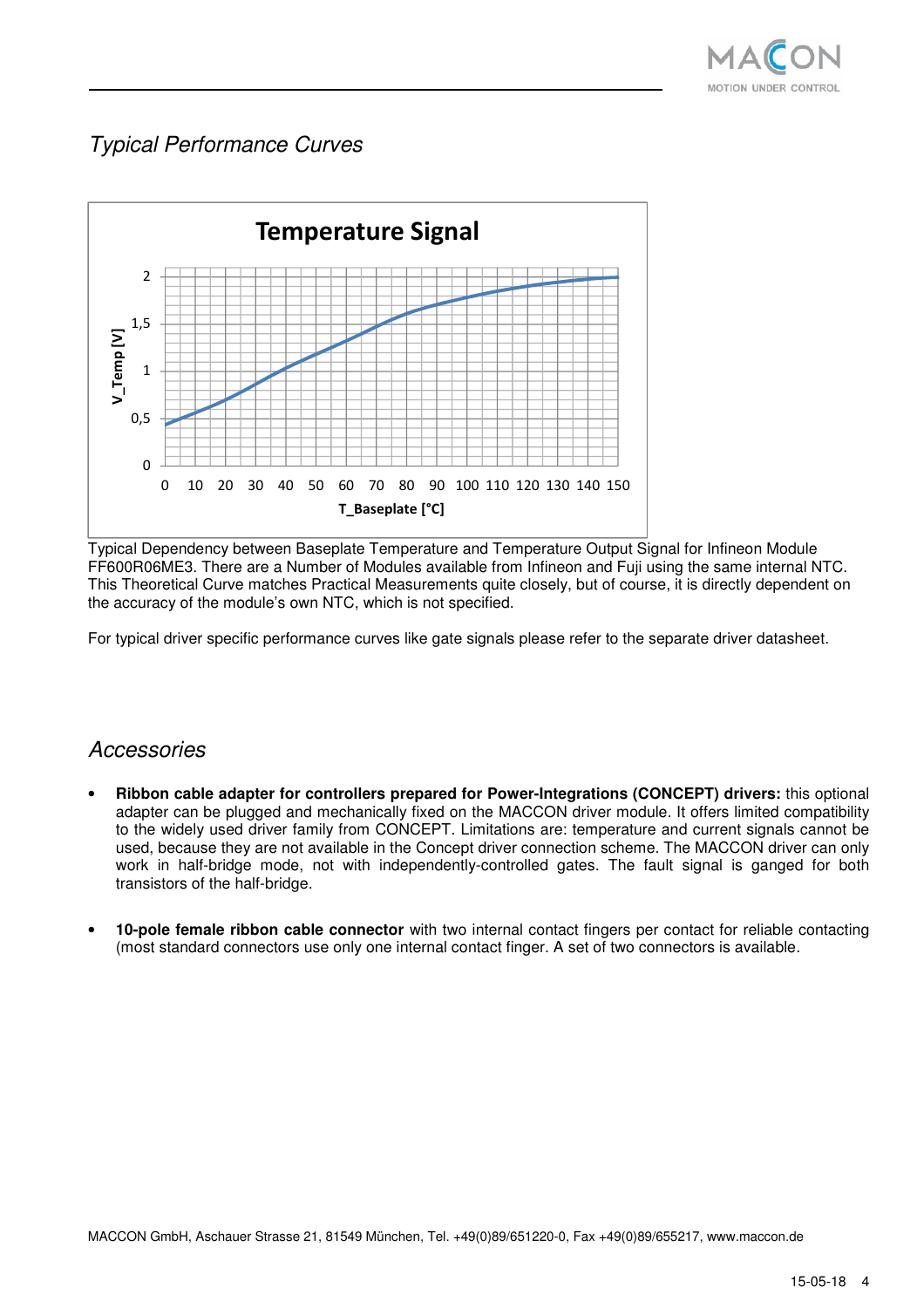## Typical Performance Curves

Temperature Signal

V_Temp [V]

2

1,5

1

0,5

0

0 10 20 30 40 50 60 70 80 90 100 110 120 130 140 150

T_Baseplate [°C]

Typical Dependency between Baseplate Temperature and Temperature Output Signal for Infineon Module FF600R06ME3. There are a Number of Modules available from Infineon and Fuji using the same internal NTC. This Theoretical Curve matches Practical Measurements quite closely, but of course, it is directly dependent on the accuracy of the module's own NTC, which is not specified.

For typical driver specific performance curves like gate signals please refer to the separate driver datasheet.

## Accessories

- **Ribbon cable adapter for controllers prepared for Power-Integrations (CONCEPT) drivers:** this optional adapter can be plugged and mechanically fixed on the MACCON driver module. It offers limited compatibility to the widely used driver family from CONCEPT. Limitations are: temperature and current signals cannot be used, because they are not available in the Concept driver connection scheme. The MACCON driver can only work in half-bridge mode, not with independently-controlled gates. The fault signal is ganged for both transistors of the half-bridge.

- **10-pole female ribbon cable connector** with two internal contact fingers per contact for reliable contacting (most standard connectors use only one internal contact finger. A set of two connectors is available.

MACCON GmbH, Aschauer Strasse 21, 81549 München, Tel. +49(0)89/651220-0, Fax +49(0)89/655217, www.maccon.de

15-05-18